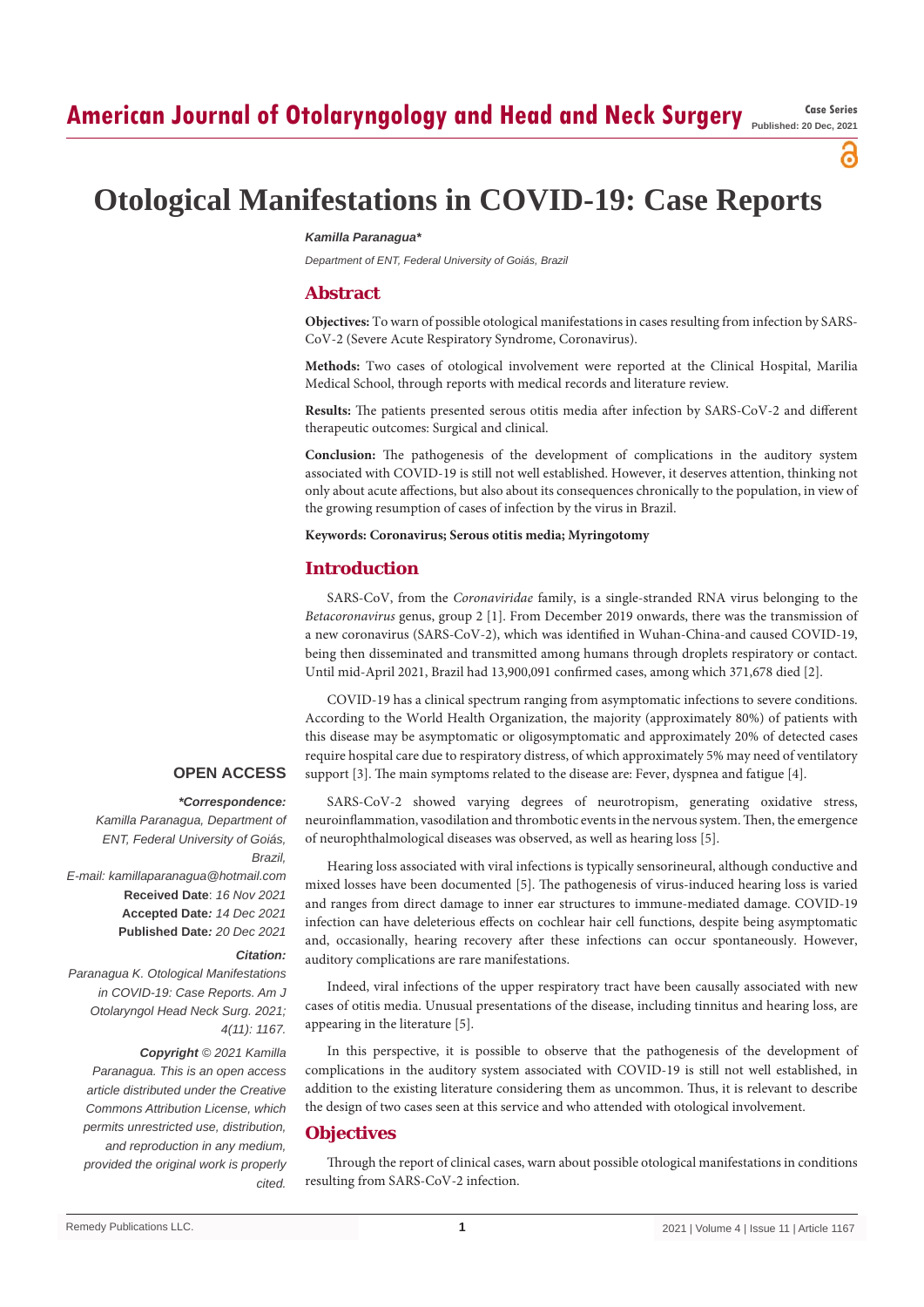# Otological Manifestations in COVID-19: Case Reports

*Kamilla Paranagua\**

*Department of ENT, Federal University of Goiás, Brazil*

## Abstract

**Objectives:** To warn of possible otological manifestations in cases resulting from infection by SARS-CoV-2 (Severe Acute Respiratory Syndrome, Coronavirus).

**Methods:** Two cases of otological involvement were reported at the Clinical Hospital, Marilia Medical School, through reports with medical records and literature review.

**Results:** The patients presented serous otitis media after infection by SARS-CoV-2 and different therapeutic outcomes: Surgical and clinical.

**Conclusion:** The pathogenesis of the development of complications in the auditory system associated with COVID-19 is still not well established. However, it deserves attention, thinking not only about acute affections, but also about its consequences chronically to the population, in view of the growing resumption of cases of infection by the virus in Brazil.

**Keywords: Coronavirus; Serous otitis media; Myringotomy**

**OPEN ACCESS**

***Correspondence:***

*Kamilla Paranagua, Department of ENT, Federal University of Goiás, Brazil,*

*E-mail: kamillaparanagua@hotmail.com*

**Received Date**: *16 Nov 2021*

**Accepted Date***: 14 Dec 2021*

**Published Date***: 20 Dec 2021*

***Citation:***

*Paranagua K. Otological Manifestations in COVID-19: Case Reports. Am J Otolaryngol Head Neck Surg. 2021; 4(11): 1167.*

***Copyright** © 2021 Kamilla Paranagua. This is an open access article distributed under the Creative Commons Attribution License, which permits unrestricted use, distribution, and reproduction in any medium, provided the original work is properly cited.*

## Introduction

SARS-CoV, from the *Coronaviridae* family, is a single-stranded RNA virus belonging to the *Betacoronavirus* genus, group 2 [1]. From December 2019 onwards, there was the transmission of a new coronavirus (SARS-CoV-2), which was identified in Wuhan-China-and caused COVID-19, being then disseminated and transmitted among humans through droplets respiratory or contact. Until mid-April 2021, Brazil had 13,900,091 confirmed cases, among which 371,678 died [2].

COVID-19 has a clinical spectrum ranging from asymptomatic infections to severe conditions. According to the World Health Organization, the majority (approximately 80%) of patients with this disease may be asymptomatic or oligosymptomatic and approximately 20% of detected cases require hospital care due to respiratory distress, of which approximately 5% may need of ventilatory support [3]. The main symptoms related to the disease are: Fever, dyspnea and fatigue [4].

SARS-CoV-2 showed varying degrees of neurotropism, generating oxidative stress, neuroinflammation, vasodilation and thrombotic events in the nervous system. Then, the emergence of neurophthalmological diseases was observed, as well as hearing loss [5].

Hearing loss associated with viral infections is typically sensorineural, although conductive and mixed losses have been documented [5]. The pathogenesis of virus-induced hearing loss is varied and ranges from direct damage to inner ear structures to immune-mediated damage. COVID-19 infection can have deleterious effects on cochlear hair cell functions, despite being asymptomatic and, occasionally, hearing recovery after these infections can occur spontaneously. However, auditory complications are rare manifestations.

Indeed, viral infections of the upper respiratory tract have been causally associated with new cases of otitis media. Unusual presentations of the disease, including tinnitus and hearing loss, are appearing in the literature [5].

In this perspective, it is possible to observe that the pathogenesis of the development of complications in the auditory system associated with COVID-19 is still not well established, in addition to the existing literature considering them as uncommon. Thus, it is relevant to describe the design of two cases seen at this service and who attended with otological involvement.

## Objectives

Through the report of clinical cases, warn about possible otological manifestations in conditions resulting from SARS-CoV-2 infection.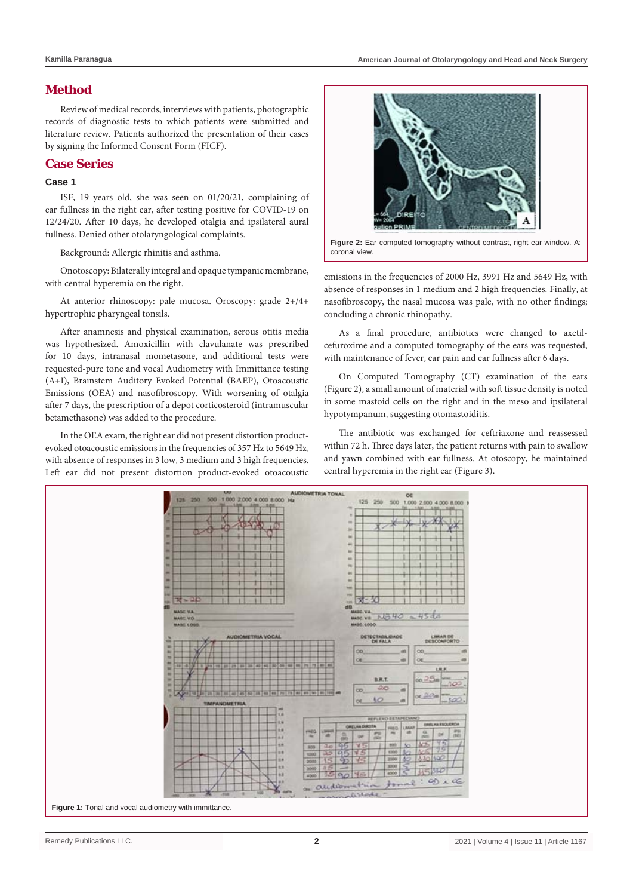## Method

Review of medical records, interviews with patients, photographic records of diagnostic tests to which patients were submitted and literature review. Patients authorized the presentation of their cases by signing the Informed Consent Form (FICF).

## Case Series

### Case 1

ISF, 19 years old, she was seen on 01/20/21, complaining of ear fullness in the right ear, after testing positive for COVID-19 on 12/24/20. After 10 days, he developed otalgia and ipsilateral aural fullness. Denied other otolaryngological complaints.

Background: Allergic rhinitis and asthma.

Onotoscopy: Bilaterally integral and opaque tympanic membrane, with central hyperemia on the right.

At anterior rhinoscopy: pale mucosa. Oroscopy: grade 2+/4+ hypertrophic pharyngeal tonsils.

After anamnesis and physical examination, serous otitis media was hypothesized. Amoxicillin with clavulanate was prescribed for 10 days, intranasal mometasone, and additional tests were requested-pure tone and vocal Audiometry with Immittance testing (A+I), Brainstem Auditory Evoked Potential (BAEP), Otoacoustic Emissions (OEA) and nasofibroscopy. With worsening of otalgia after 7 days, the prescription of a depot corticosteroid (intramuscular betamethasone) was added to the procedure.

In the OEA exam, the right ear did not present distortion product-evoked otoacoustic emissions in the frequencies of 357 Hz to 5649 Hz, with absence of responses in 3 low, 3 medium and 3 high frequencies. Left ear did not present distortion product-evoked otoacoustic emissions in the frequencies of 2000 Hz, 3991 Hz and 5649 Hz, with absence of responses in 1 medium and 2 high frequencies. Finally, at nasofibroscopy, the nasal mucosa was pale, with no other findings; concluding a chronic rhinopathy.

As a final procedure, antibiotics were changed to axetil-cefuroxime and a computed tomography of the ears was requested, with maintenance of fever, ear pain and ear fullness after 6 days.

On Computed Tomography (CT) examination of the ears (Figure 2), a small amount of material with soft tissue density is noted in some mastoid cells on the right and in the meso and ipsilateral hypotympanum, suggesting otomastoiditis.

The antibiotic was exchanged for ceftriaxone and reassessed within 72 h. Three days later, the patient returns with pain to swallow and yawn combined with ear fullness. At otoscopy, he maintained central hyperemia in the right ear (Figure 3).

**Figure 2:** Ear computed tomography without contrast, right ear window. A: coronal view.

**Figure 1:** Tonal and vocal audiometry with immittance.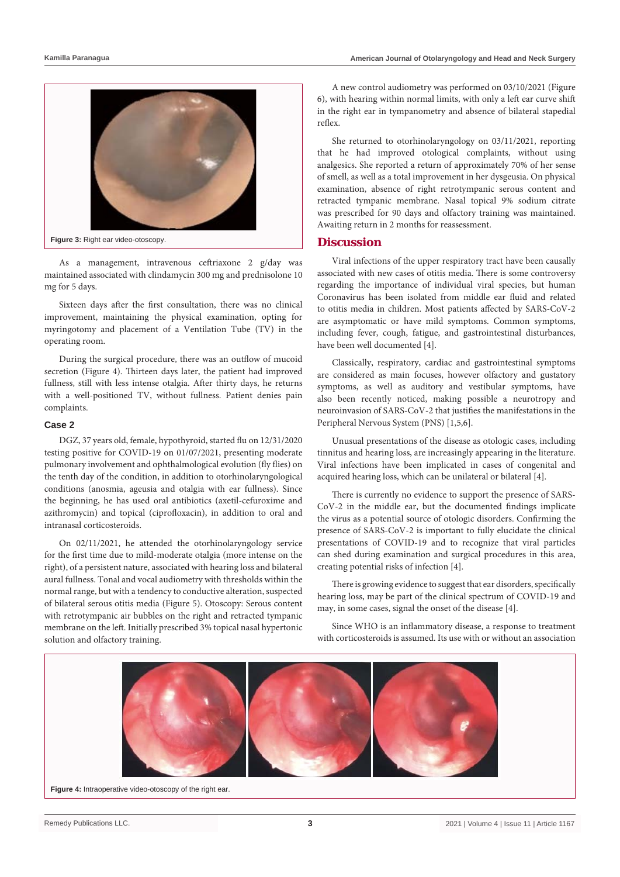Figure 3: Right ear video-otoscopy.

As a management, intravenous ceftriaxone 2 g/day was maintained associated with clindamycin 300 mg and prednisolone 10 mg for 5 days.

Sixteen days after the first consultation, there was no clinical improvement, maintaining the physical examination, opting for myringotomy and placement of a Ventilation Tube (TV) in the operating room.

During the surgical procedure, there was an outflow of mucoid secretion (Figure 4). Thirteen days later, the patient had improved fullness, still with less intense otalgia. After thirty days, he returns with a well-positioned TV, without fullness. Patient denies pain complaints.

### Case 2

DGZ, 37 years old, female, hypothyroid, started flu on 12/31/2020 testing positive for COVID-19 on 01/07/2021, presenting moderate pulmonary involvement and ophthalmological evolution (fly flies) on the tenth day of the condition, in addition to otorhinolaryngological conditions (anosmia, ageusia and otalgia with ear fullness). Since the beginning, he has used oral antibiotics (axetil-cefuroxime and azithromycin) and topical (ciprofloxacin), in addition to oral and intranasal corticosteroids.

On 02/11/2021, he attended the otorhinolaryngology service for the first time due to mild-moderate otalgia (more intense on the right), of a persistent nature, associated with hearing loss and bilateral aural fullness. Tonal and vocal audiometry with thresholds within the normal range, but with a tendency to conductive alteration, suspected of bilateral serous otitis media (Figure 5). Otoscopy: Serous content with retrotympanic air bubbles on the right and retracted tympanic membrane on the left. Initially prescribed 3% topical nasal hypertonic solution and olfactory training.

A new control audiometry was performed on 03/10/2021 (Figure 6), with hearing within normal limits, with only a left ear curve shift in the right ear in tympanometry and absence of bilateral stapedial reflex.

She returned to otorhinolaryngology on 03/11/2021, reporting that he had improved otological complaints, without using analgesics. She reported a return of approximately 70% of her sense of smell, as well as a total improvement in her dysgeusia. On physical examination, absence of right retrotympanic serous content and retracted tympanic membrane. Nasal topical 9% sodium citrate was prescribed for 90 days and olfactory training was maintained. Awaiting return in 2 months for reassessment.

## Discussion

Viral infections of the upper respiratory tract have been causally associated with new cases of otitis media. There is some controversy regarding the importance of individual viral species, but human Coronavirus has been isolated from middle ear fluid and related to otitis media in children. Most patients affected by SARS-CoV-2 are asymptomatic or have mild symptoms. Common symptoms, including fever, cough, fatigue, and gastrointestinal disturbances, have been well documented [4].

Classically, respiratory, cardiac and gastrointestinal symptoms are considered as main focuses, however olfactory and gustatory symptoms, as well as auditory and vestibular symptoms, have also been recently noticed, making possible a neurotropy and neuroinvasion of SARS-CoV-2 that justifies the manifestations in the Peripheral Nervous System (PNS) [1,5,6].

Unusual presentations of the disease as otologic cases, including tinnitus and hearing loss, are increasingly appearing in the literature. Viral infections have been implicated in cases of congenital and acquired hearing loss, which can be unilateral or bilateral [4].

There is currently no evidence to support the presence of SARS-CoV-2 in the middle ear, but the documented findings implicate the virus as a potential source of otologic disorders. Confirming the presence of SARS-CoV-2 is important to fully elucidate the clinical presentations of COVID-19 and to recognize that viral particles can shed during examination and surgical procedures in this area, creating potential risks of infection [4].

There is growing evidence to suggest that ear disorders, specifically hearing loss, may be part of the clinical spectrum of COVID-19 and may, in some cases, signal the onset of the disease [4].

Since WHO is an inflammatory disease, a response to treatment with corticosteroids is assumed. Its use with or without an association

Figure 4: Intraoperative video-otoscopy of the right ear.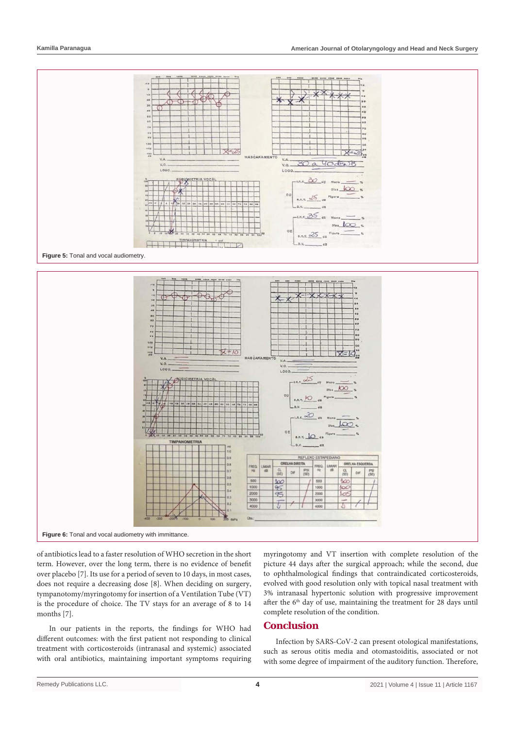Figure 5: Tonal and vocal audiometry.

Figure 6: Tonal and vocal audiometry with immittance.

of antibiotics lead to a faster resolution of WHO secretion in the short term. However, over the long term, there is no evidence of benefit over placebo [7]. Its use for a period of seven to 10 days, in most cases, does not require a decreasing dose [8]. When deciding on surgery, tympanotomy/myringotomy for insertion of a Ventilation Tube (VT) is the procedure of choice. The TV stays for an average of 8 to 14 months [7].

In our patients in the reports, the findings for WHO had different outcomes: with the first patient not responding to clinical treatment with corticosteroids (intranasal and systemic) associated with oral antibiotics, maintaining important symptoms requiring myringotomy and VT insertion with complete resolution of the picture 44 days after the surgical approach; while the second, due to ophthalmological findings that contraindicated corticosteroids, evolved with good resolution only with topical nasal treatment with 3% intranasal hypertonic solution with progressive improvement after the 6th day of use, maintaining the treatment for 28 days until complete resolution of the condition.

## Conclusion

Infection by SARS-CoV-2 can present otological manifestations, such as serous otitis media and otomastoiditis, associated or not with some degree of impairment of the auditory function. Therefore,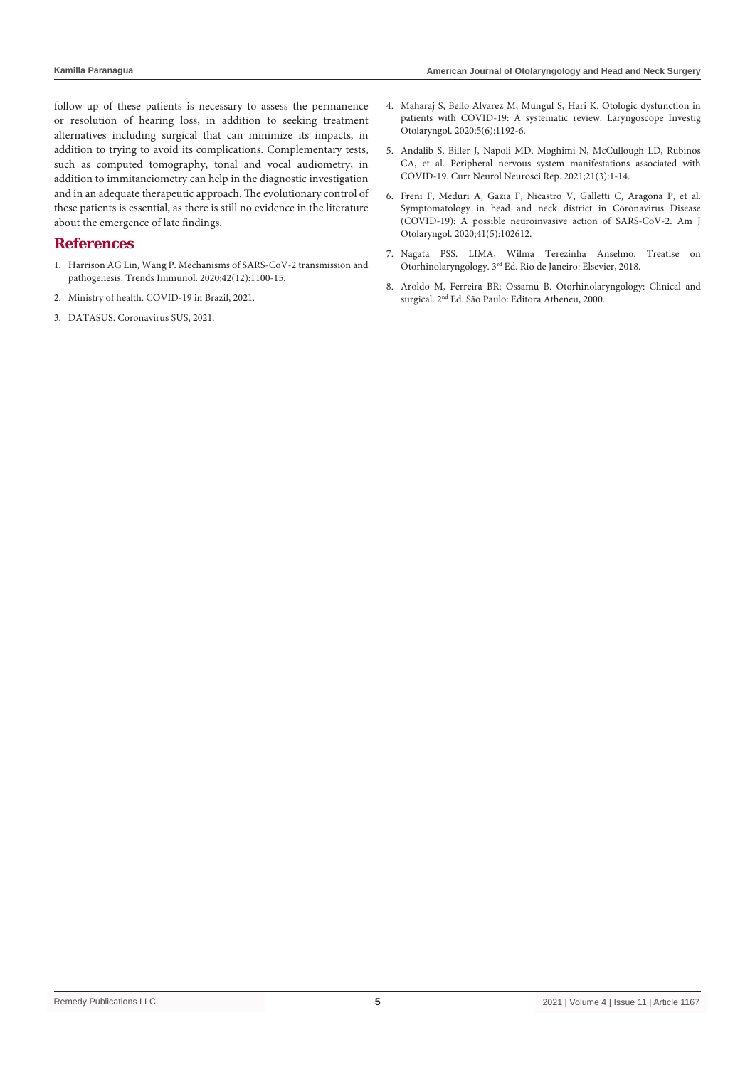follow-up of these patients is necessary to assess the permanence or resolution of hearing loss, in addition to seeking treatment alternatives including surgical that can minimize its impacts, in addition to trying to avoid its complications. Complementary tests, such as computed tomography, tonal and vocal audiometry, in addition to immitanciometry can help in the diagnostic investigation and in an adequate therapeutic approach. The evolutionary control of these patients is essential, as there is still no evidence in the literature about the emergence of late findings.

## References

1. Harrison AG Lin, Wang P. Mechanisms of SARS-CoV-2 transmission and pathogenesis. Trends Immunol. 2020;42(12):1100-15.
2. Ministry of health. COVID-19 in Brazil, 2021.
3. DATASUS. Coronavirus SUS, 2021.
4. Maharaj S, Bello Alvarez M, Mungul S, Hari K. Otologic dysfunction in patients with COVID-19: A systematic review. Laryngoscope Investig Otolaryngol. 2020;5(6):1192-6.
5. Andalib S, Biller J, Napoli MD, Moghimi N, McCullough LD, Rubinos CA, et al. Peripheral nervous system manifestations associated with COVID-19. Curr Neurol Neurosci Rep. 2021;21(3):1-14.
6. Freni F, Meduri A, Gazia F, Nicastro V, Galletti C, Aragona P, et al. Symptomatology in head and neck district in Coronavirus Disease (COVID-19): A possible neuroinvasive action of SARS-CoV-2. Am J Otolaryngol. 2020;41(5):102612.
7. Nagata PSS. LIMA, Wilma Terezinha Anselmo. Treatise on Otorhinolaryngology. 3rd Ed. Rio de Janeiro: Elsevier, 2018.
8. Aroldo M, Ferreira BR; Ossamu B. Otorhinolaryngology: Clinical and surgical. 2nd Ed. São Paulo: Editora Atheneu, 2000.